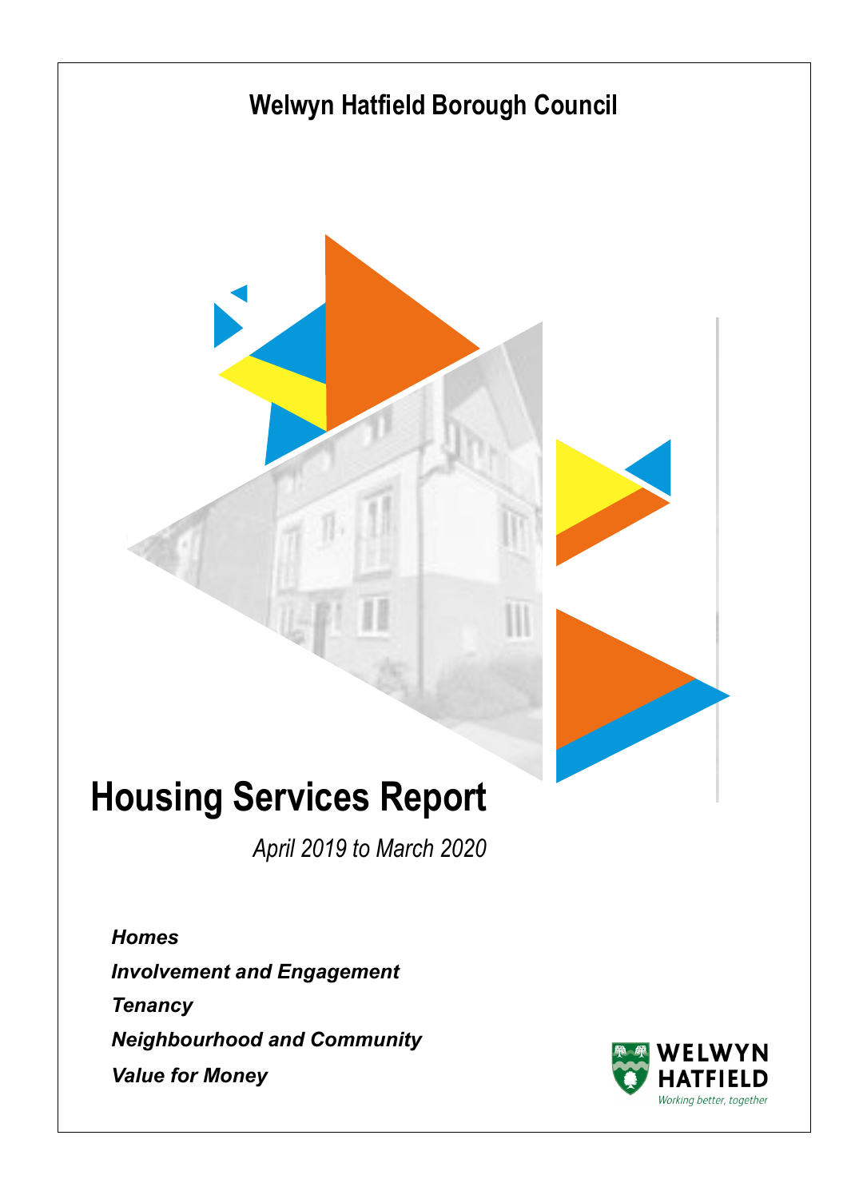## Welwyn Hatfield Borough Council

# Housing Services Report

*April 2019 to March 2020*

***Homes***

***Involvement and Engagement***

***Tenancy***

***Neighbourhood and Community***

***Value for Money***

WELWYN HATFIELD

*Working better, together*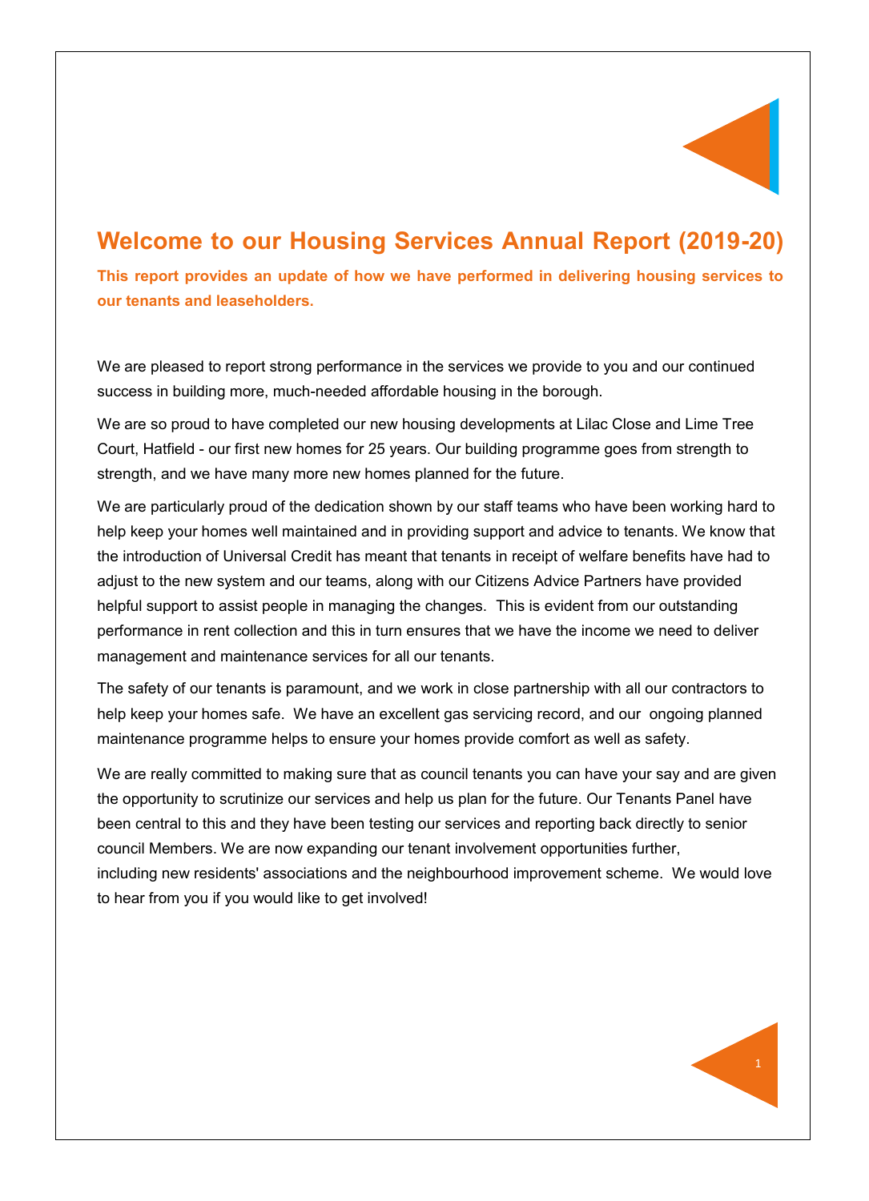# Welcome to our Housing Services Annual Report (2019-20)

**This report provides an update of how we have performed in delivering housing services to our tenants and leaseholders.**

We are pleased to report strong performance in the services we provide to you and our continued success in building more, much-needed affordable housing in the borough.

We are so proud to have completed our new housing developments at Lilac Close and Lime Tree Court, Hatfield - our first new homes for 25 years. Our building programme goes from strength to strength, and we have many more new homes planned for the future.

We are particularly proud of the dedication shown by our staff teams who have been working hard to help keep your homes well maintained and in providing support and advice to tenants. We know that the introduction of Universal Credit has meant that tenants in receipt of welfare benefits have had to adjust to the new system and our teams, along with our Citizens Advice Partners have provided helpful support to assist people in managing the changes. This is evident from our outstanding performance in rent collection and this in turn ensures that we have the income we need to deliver management and maintenance services for all our tenants.

The safety of our tenants is paramount, and we work in close partnership with all our contractors to help keep your homes safe. We have an excellent gas servicing record, and our ongoing planned maintenance programme helps to ensure your homes provide comfort as well as safety.

We are really committed to making sure that as council tenants you can have your say and are given the opportunity to scrutinize our services and help us plan for the future. Our Tenants Panel have been central to this and they have been testing our services and reporting back directly to senior council Members. We are now expanding our tenant involvement opportunities further, including new residents' associations and the neighbourhood improvement scheme. We would love to hear from you if you would like to get involved!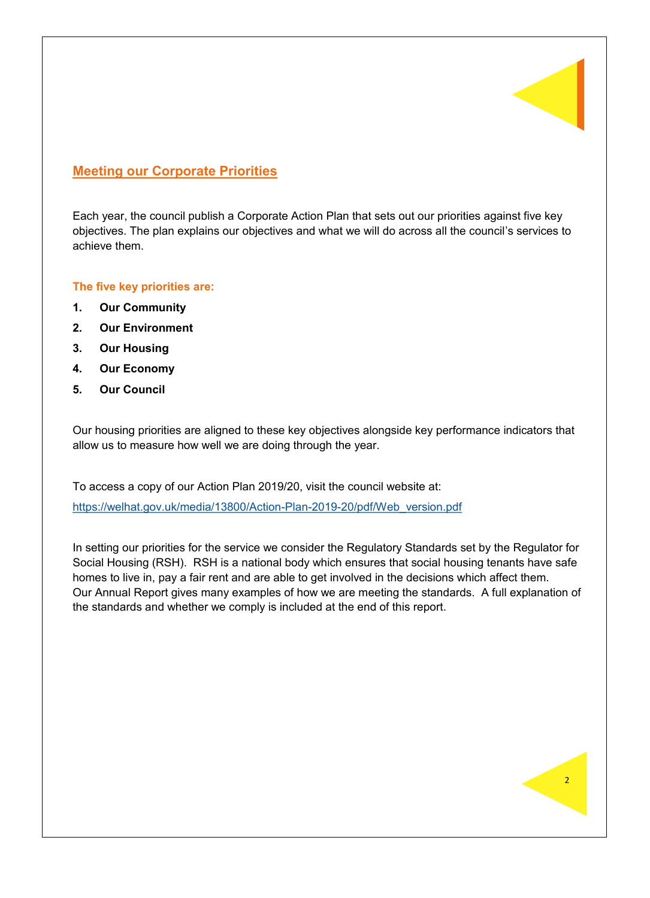## Meeting our Corporate Priorities

Each year, the council publish a Corporate Action Plan that sets out our priorities against five key objectives. The plan explains our objectives and what we will do across all the council's services to achieve them.

**The five key priorities are:**

1. **Our Community**
2. **Our Environment**
3. **Our Housing**
4. **Our Economy**
5. **Our Council**

Our housing priorities are aligned to these key objectives alongside key performance indicators that allow us to measure how well we are doing through the year.

To access a copy of our Action Plan 2019/20, visit the council website at:

https://welhat.gov.uk/media/13800/Action-Plan-2019-20/pdf/Web_version.pdf

In setting our priorities for the service we consider the Regulatory Standards set by the Regulator for Social Housing (RSH). RSH is a national body which ensures that social housing tenants have safe homes to live in, pay a fair rent and are able to get involved in the decisions which affect them. Our Annual Report gives many examples of how we are meeting the standards. A full explanation of the standards and whether we comply is included at the end of this report.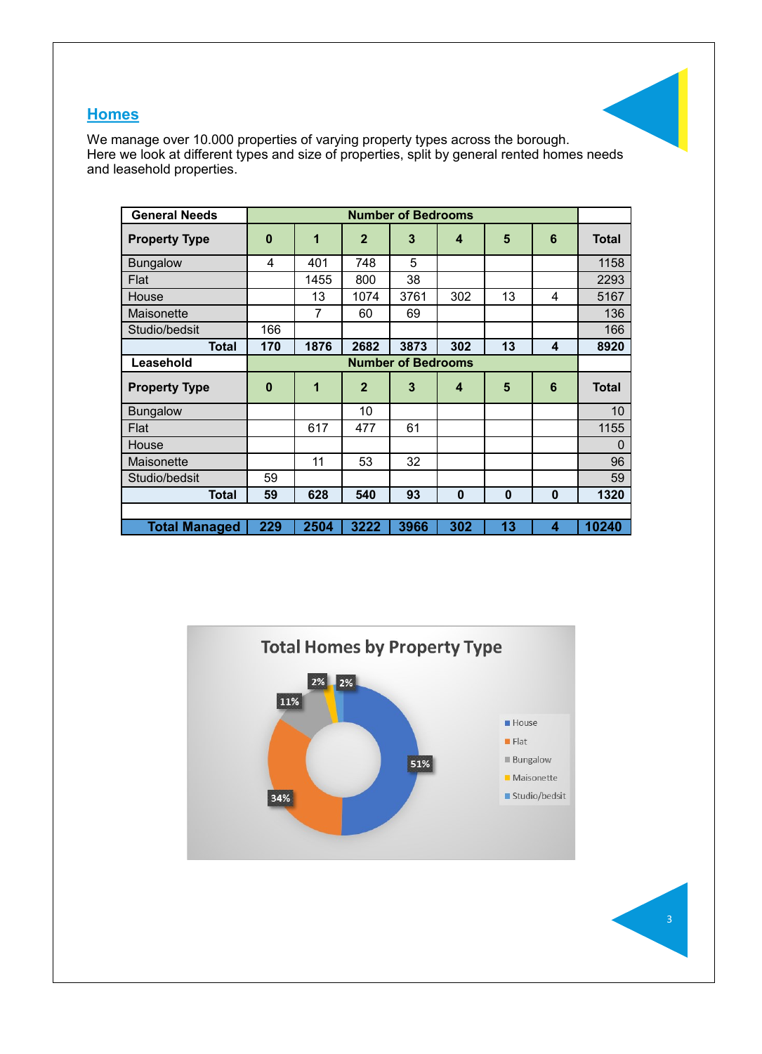## Homes

We manage over 10.000 properties of varying property types across the borough.
Here we look at different types and size of properties, split by general rented homes needs and leasehold properties.

| General Needs | Number of Bedrooms | | | | | | | |
|---|---|---|---|---|---|---|---|---|
| Property Type | 0 | 1 | 2 | 3 | 4 | 5 | 6 | Total |
| Bungalow | 4 | 401 | 748 | 5 | | | | 1158 |
| Flat | | 1455 | 800 | 38 | | | | 2293 |
| House | | 13 | 1074 | 3761 | 302 | 13 | 4 | 5167 |
| Maisonette | | 7 | 60 | 69 | | | | 136 |
| Studio/bedsit | 166 | | | | | | | 166 |
| **Total** | **170** | **1876** | **2682** | **3873** | **302** | **13** | **4** | **8920** |
| **Leasehold** | **Number of Bedrooms** | | | | | | | |
| **Property Type** | **0** | **1** | **2** | **3** | **4** | **5** | **6** | **Total** |
| Bungalow | | | 10 | | | | | 10 |
| Flat | | 617 | 477 | 61 | | | | 1155 |
| House | | | | | | | | 0 |
| Maisonette | | 11 | 53 | 32 | | | | 96 |
| Studio/bedsit | 59 | | | | | | | 59 |
| **Total** | **59** | **628** | **540** | **93** | **0** | **0** | **0** | **1320** |
| | | | | | | | | |
| **Total Managed** | **229** | **2504** | **3222** | **3966** | **302** | **13** | **4** | **10240** |

**Total Homes by Property Type**

| Property Type | Share |
|---|---|
| House | 51% |
| Flat | 34% |
| Bungalow | 11% |
| Maisonette | 2% |
| Studio/bedsit | 2% |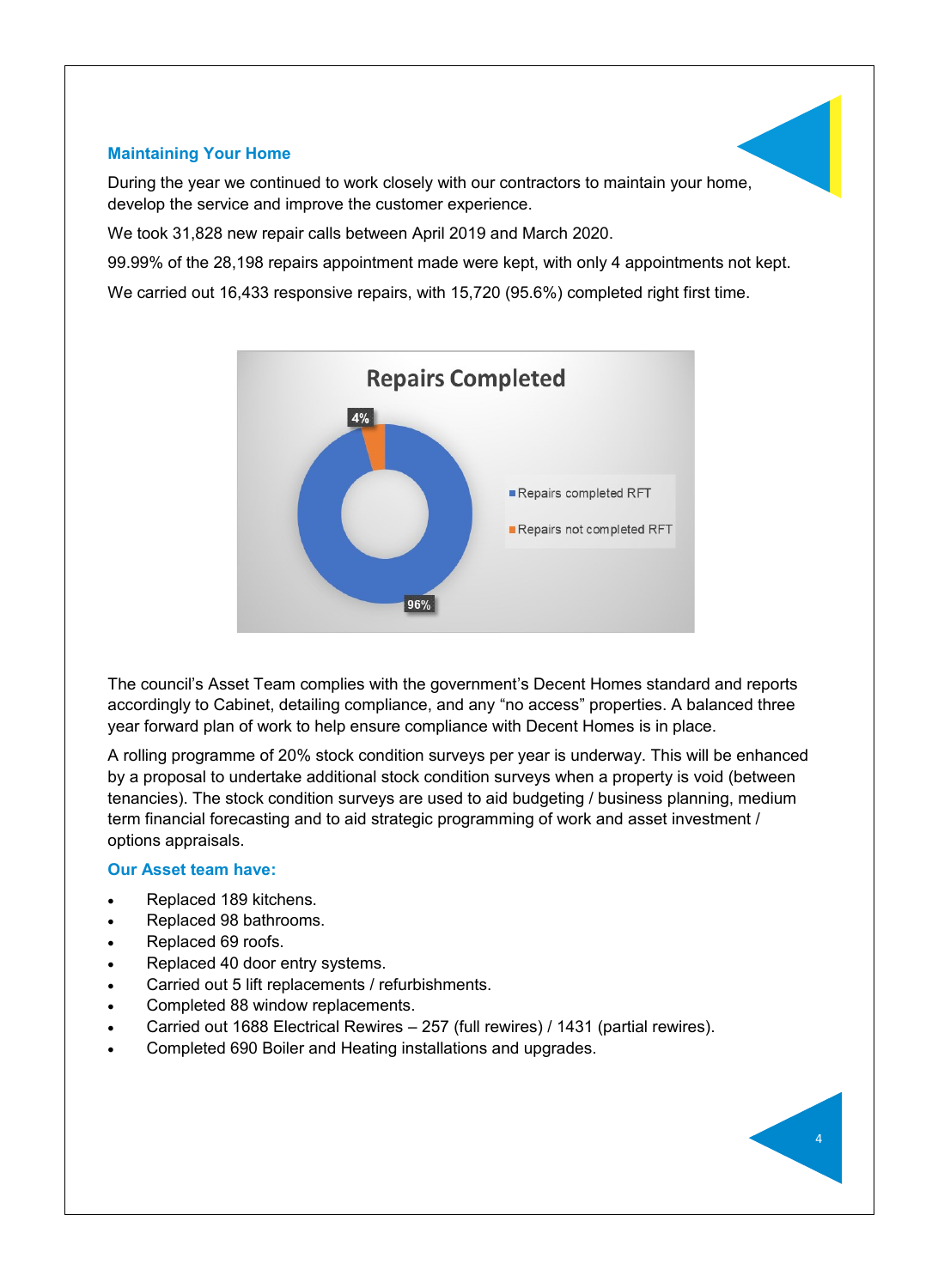## Maintaining Your Home

During the year we continued to work closely with our contractors to maintain your home, develop the service and improve the customer experience.

We took 31,828 new repair calls between April 2019 and March 2020.

99.99% of the 28,198 repairs appointment made were kept, with only 4 appointments not kept.

We carried out 16,433 responsive repairs, with 15,720 (95.6%) completed right first time.

**Repairs Completed**

- Repairs completed RFT: 96%
- Repairs not completed RFT: 4%

The council's Asset Team complies with the government's Decent Homes standard and reports accordingly to Cabinet, detailing compliance, and any "no access" properties. A balanced three year forward plan of work to help ensure compliance with Decent Homes is in place.

A rolling programme of 20% stock condition surveys per year is underway. This will be enhanced by a proposal to undertake additional stock condition surveys when a property is void (between tenancies). The stock condition surveys are used to aid budgeting / business planning, medium term financial forecasting and to aid strategic programming of work and asset investment / options appraisals.

### Our Asset team have:

- Replaced 189 kitchens.
- Replaced 98 bathrooms.
- Replaced 69 roofs.
- Replaced 40 door entry systems.
- Carried out 5 lift replacements / refurbishments.
- Completed 88 window replacements.
- Carried out 1688 Electrical Rewires – 257 (full rewires) / 1431 (partial rewires).
- Completed 690 Boiler and Heating installations and upgrades.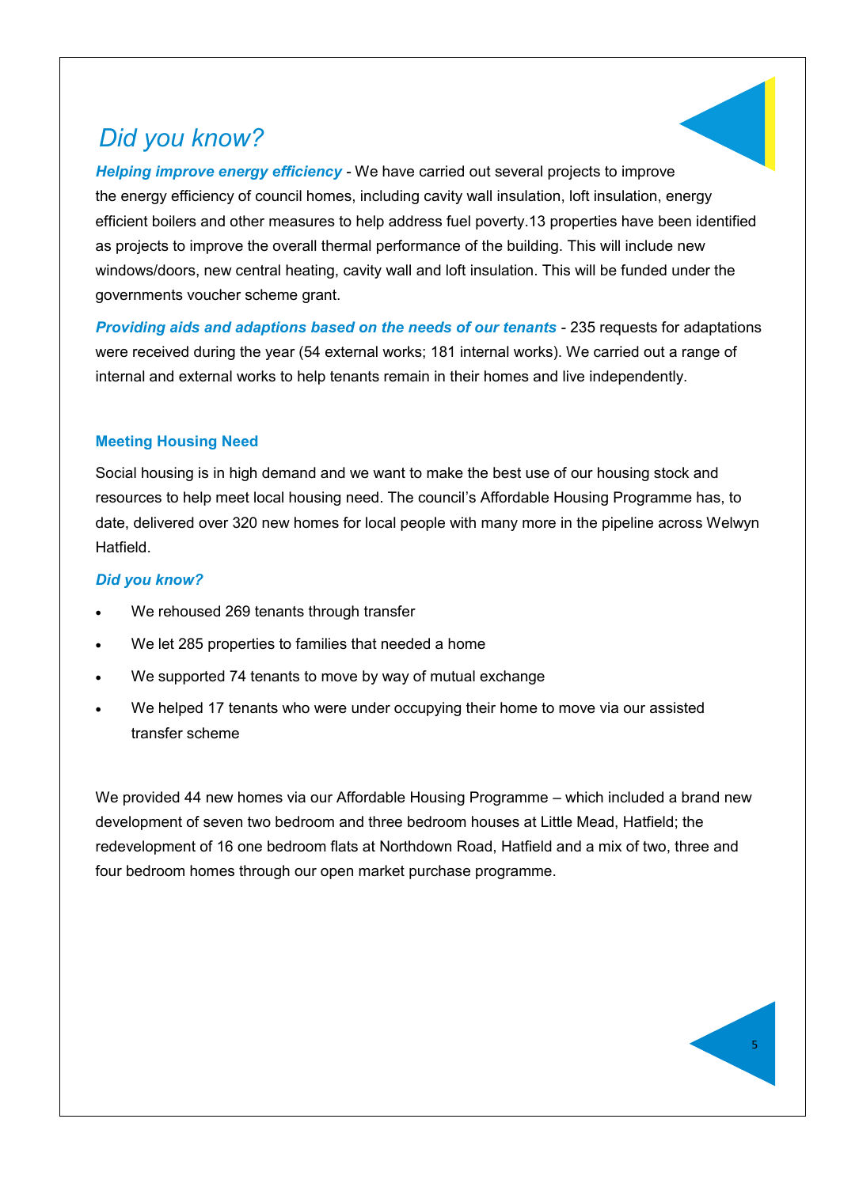## *Did you know?*

***Helping improve energy efficiency*** - We have carried out several projects to improve the energy efficiency of council homes, including cavity wall insulation, loft insulation, energy efficient boilers and other measures to help address fuel poverty.13 properties have been identified as projects to improve the overall thermal performance of the building. This will include new windows/doors, new central heating, cavity wall and loft insulation. This will be funded under the governments voucher scheme grant.

***Providing aids and adaptions based on the needs of our tenants*** - 235 requests for adaptations were received during the year (54 external works; 181 internal works). We carried out a range of internal and external works to help tenants remain in their homes and live independently.

### Meeting Housing Need

Social housing is in high demand and we want to make the best use of our housing stock and resources to help meet local housing need. The council's Affordable Housing Programme has, to date, delivered over 320 new homes for local people with many more in the pipeline across Welwyn Hatfield.

***Did you know?***

- We rehoused 269 tenants through transfer
- We let 285 properties to families that needed a home
- We supported 74 tenants to move by way of mutual exchange
- We helped 17 tenants who were under occupying their home to move via our assisted transfer scheme

We provided 44 new homes via our Affordable Housing Programme – which included a brand new development of seven two bedroom and three bedroom houses at Little Mead, Hatfield; the redevelopment of 16 one bedroom flats at Northdown Road, Hatfield and a mix of two, three and four bedroom homes through our open market purchase programme.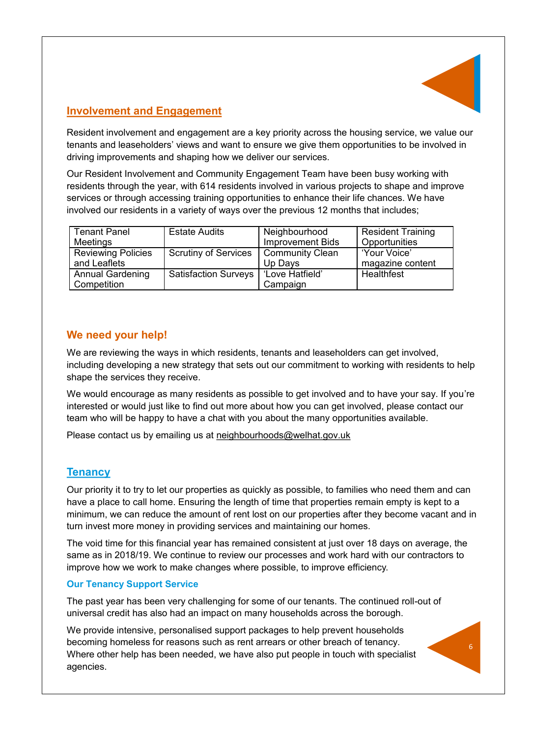## Involvement and Engagement

Resident involvement and engagement are a key priority across the housing service, we value our tenants and leaseholders' views and want to ensure we give them opportunities to be involved in driving improvements and shaping how we deliver our services.

Our Resident Involvement and Community Engagement Team have been busy working with residents through the year, with 614 residents involved in various projects to shape and improve services or through accessing training opportunities to enhance their life chances. We have involved our residents in a variety of ways over the previous 12 months that includes;

| | | | |
|---|---|---|---|
| Tenant Panel Meetings | Estate Audits | Neighbourhood Improvement Bids | Resident Training Opportunities |
| Reviewing Policies and Leaflets | Scrutiny of Services | Community Clean Up Days | 'Your Voice' magazine content |
| Annual Gardening Competition | Satisfaction Surveys | 'Love Hatfield' Campaign | Healthfest |

### We need your help!

We are reviewing the ways in which residents, tenants and leaseholders can get involved, including developing a new strategy that sets out our commitment to working with residents to help shape the services they receive.

We would encourage as many residents as possible to get involved and to have your say. If you're interested or would just like to find out more about how you can get involved, please contact our team who will be happy to have a chat with you about the many opportunities available.

Please contact us by emailing us at neighbourhoods@welhat.gov.uk

## Tenancy

Our priority it to try to let our properties as quickly as possible, to families who need them and can have a place to call home. Ensuring the length of time that properties remain empty is kept to a minimum, we can reduce the amount of rent lost on our properties after they become vacant and in turn invest more money in providing services and maintaining our homes.

The void time for this financial year has remained consistent at just over 18 days on average, the same as in 2018/19. We continue to review our processes and work hard with our contractors to improve how we work to make changes where possible, to improve efficiency.

### Our Tenancy Support Service

The past year has been very challenging for some of our tenants. The continued roll-out of universal credit has also had an impact on many households across the borough.

We provide intensive, personalised support packages to help prevent households becoming homeless for reasons such as rent arrears or other breach of tenancy. Where other help has been needed, we have also put people in touch with specialist agencies.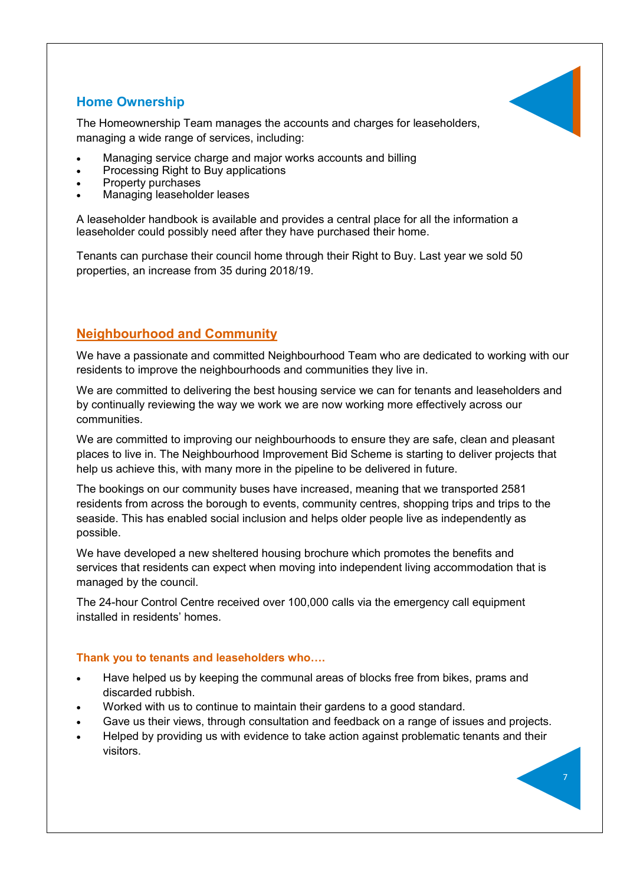## Home Ownership

The Homeownership Team manages the accounts and charges for leaseholders, managing a wide range of services, including:

- Managing service charge and major works accounts and billing
- Processing Right to Buy applications
- Property purchases
- Managing leaseholder leases

A leaseholder handbook is available and provides a central place for all the information a leaseholder could possibly need after they have purchased their home.

Tenants can purchase their council home through their Right to Buy. Last year we sold 50 properties, an increase from 35 during 2018/19.

## Neighbourhood and Community

We have a passionate and committed Neighbourhood Team who are dedicated to working with our residents to improve the neighbourhoods and communities they live in.

We are committed to delivering the best housing service we can for tenants and leaseholders and by continually reviewing the way we work we are now working more effectively across our communities.

We are committed to improving our neighbourhoods to ensure they are safe, clean and pleasant places to live in. The Neighbourhood Improvement Bid Scheme is starting to deliver projects that help us achieve this, with many more in the pipeline to be delivered in future.

The bookings on our community buses have increased, meaning that we transported 2581 residents from across the borough to events, community centres, shopping trips and trips to the seaside. This has enabled social inclusion and helps older people live as independently as possible.

We have developed a new sheltered housing brochure which promotes the benefits and services that residents can expect when moving into independent living accommodation that is managed by the council.

The 24-hour Control Centre received over 100,000 calls via the emergency call equipment installed in residents' homes.

**Thank you to tenants and leaseholders who….**

- Have helped us by keeping the communal areas of blocks free from bikes, prams and discarded rubbish.
- Worked with us to continue to maintain their gardens to a good standard.
- Gave us their views, through consultation and feedback on a range of issues and projects.
- Helped by providing us with evidence to take action against problematic tenants and their visitors.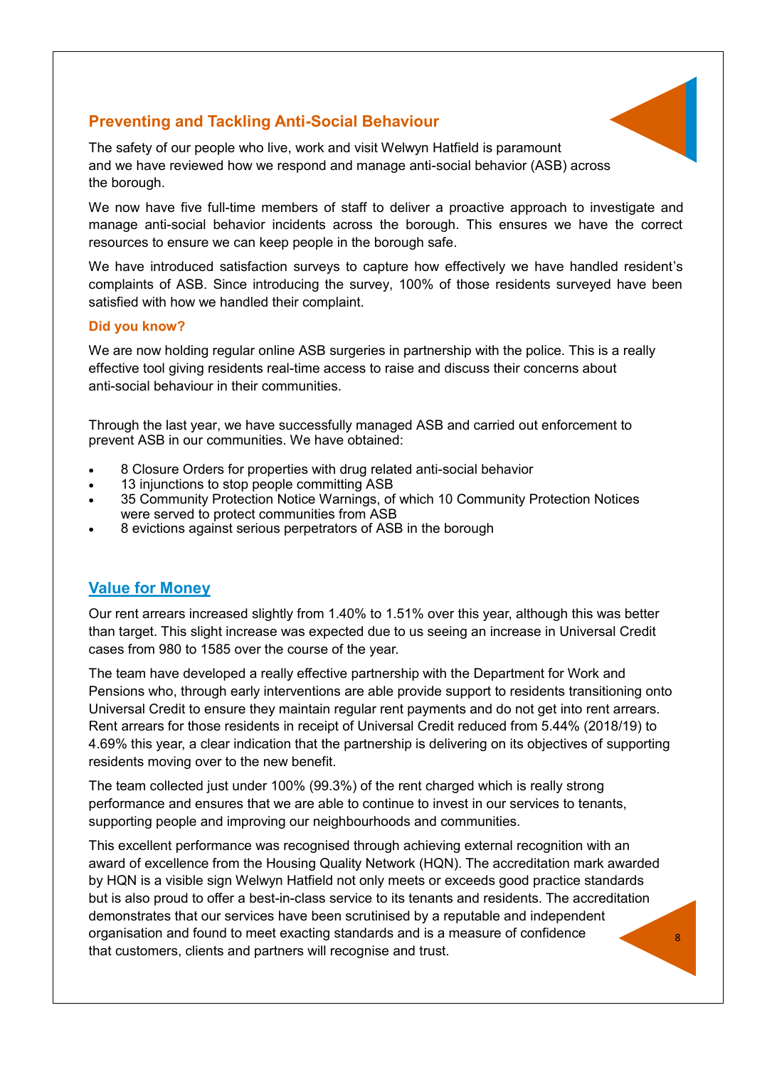## Preventing and Tackling Anti-Social Behaviour

The safety of our people who live, work and visit Welwyn Hatfield is paramount and we have reviewed how we respond and manage anti-social behavior (ASB) across the borough.

We now have five full-time members of staff to deliver a proactive approach to investigate and manage anti-social behavior incidents across the borough. This ensures we have the correct resources to ensure we can keep people in the borough safe.

We have introduced satisfaction surveys to capture how effectively we have handled resident's complaints of ASB. Since introducing the survey, 100% of those residents surveyed have been satisfied with how we handled their complaint.

### Did you know?

We are now holding regular online ASB surgeries in partnership with the police. This is a really effective tool giving residents real-time access to raise and discuss their concerns about anti-social behaviour in their communities.

Through the last year, we have successfully managed ASB and carried out enforcement to prevent ASB in our communities. We have obtained:

- 8 Closure Orders for properties with drug related anti-social behavior
- 13 injunctions to stop people committing ASB
- 35 Community Protection Notice Warnings, of which 10 Community Protection Notices were served to protect communities from ASB
- 8 evictions against serious perpetrators of ASB in the borough

## Value for Money

Our rent arrears increased slightly from 1.40% to 1.51% over this year, although this was better than target. This slight increase was expected due to us seeing an increase in Universal Credit cases from 980 to 1585 over the course of the year.

The team have developed a really effective partnership with the Department for Work and Pensions who, through early interventions are able provide support to residents transitioning onto Universal Credit to ensure they maintain regular rent payments and do not get into rent arrears. Rent arrears for those residents in receipt of Universal Credit reduced from 5.44% (2018/19) to 4.69% this year, a clear indication that the partnership is delivering on its objectives of supporting residents moving over to the new benefit.

The team collected just under 100% (99.3%) of the rent charged which is really strong performance and ensures that we are able to continue to invest in our services to tenants, supporting people and improving our neighbourhoods and communities.

This excellent performance was recognised through achieving external recognition with an award of excellence from the Housing Quality Network (HQN). The accreditation mark awarded by HQN is a visible sign Welwyn Hatfield not only meets or exceeds good practice standards but is also proud to offer a best-in-class service to its tenants and residents. The accreditation demonstrates that our services have been scrutinised by a reputable and independent organisation and found to meet exacting standards and is a measure of confidence that customers, clients and partners will recognise and trust.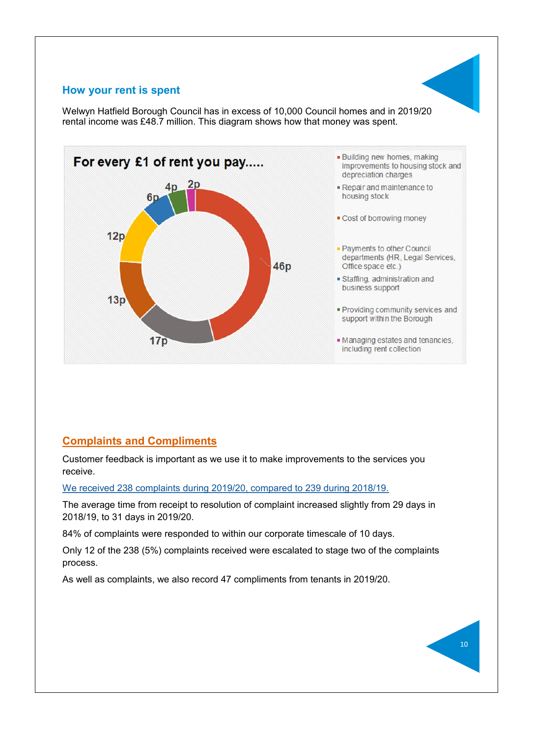## How your rent is spent

Welwyn Hatfield Borough Council has in excess of 10,000 Council homes and in 2019/20 rental income was £48.7 million. This diagram shows how that money was spent.

**For every £1 of rent you pay.....**

| Spending | Amount |
| --- | --- |
| Building new homes, making improvements to housing stock and depreciation charges | 46p |
| Repair and maintenance to housing stock | 17p |
| Cost of borrowing money | 13p |
| Payments to other Council departments (HR, Legal Services, Office space etc.) | 12p |
| Staffing, administration and business support | 6p |
| Providing community services and support within the Borough | 4p |
| Managing estates and tenancies, including rent collection | 2p |

## Complaints and Compliments

Customer feedback is important as we use it to make improvements to the services you receive.

We received 238 complaints during 2019/20, compared to 239 during 2018/19.

The average time from receipt to resolution of complaint increased slightly from 29 days in 2018/19, to 31 days in 2019/20.

84% of complaints were responded to within our corporate timescale of 10 days.

Only 12 of the 238 (5%) complaints received were escalated to stage two of the complaints process.

As well as complaints, we also record 47 compliments from tenants in 2019/20.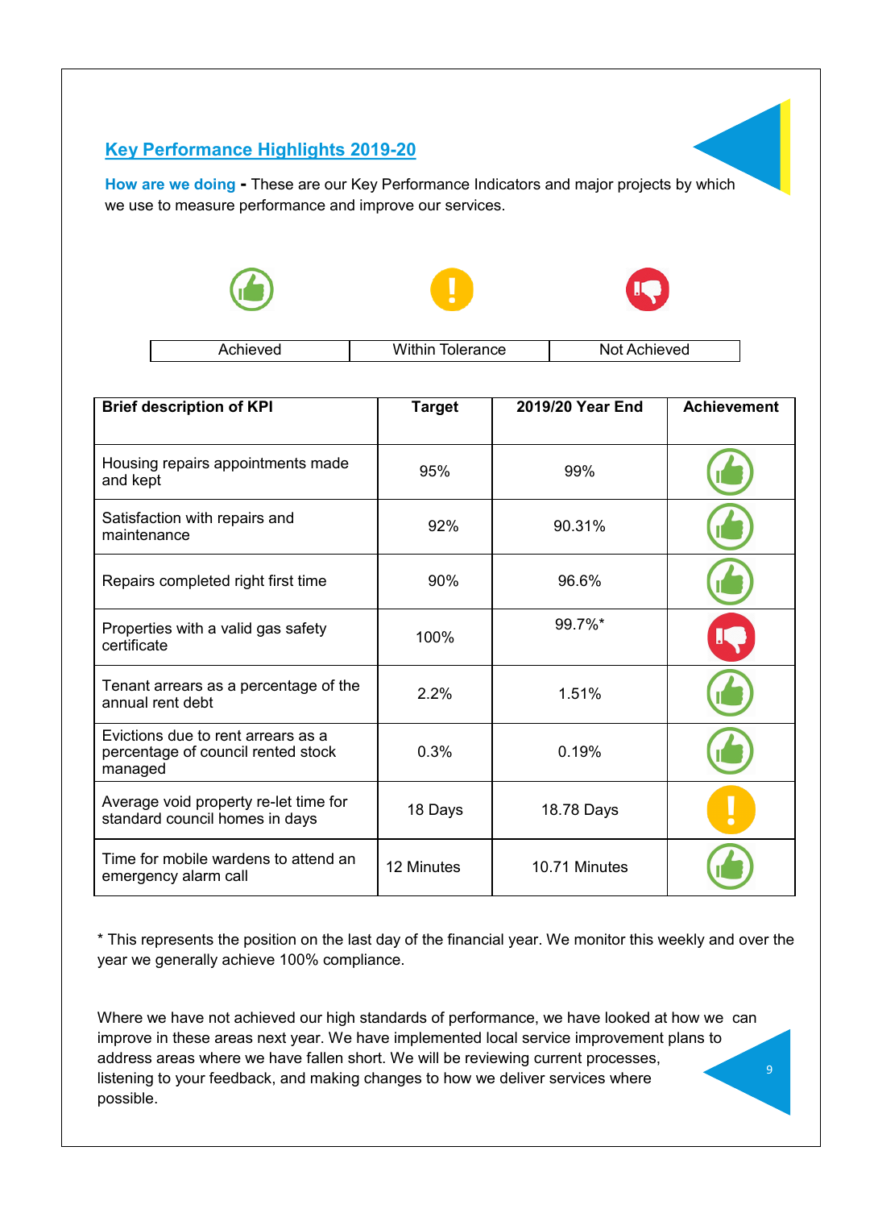## Key Performance Highlights 2019-20

**How are we doing** - These are our Key Performance Indicators and major projects by which we use to measure performance and improve our services.

| Achieved | Within Tolerance | Not Achieved |
|---|---|---|

| Brief description of KPI | Target | 2019/20 Year End | Achievement |
|---|---|---|---|
| Housing repairs appointments made and kept | 95% | 99% | Achieved |
| Satisfaction with repairs and maintenance | 92% | 90.31% | Achieved |
| Repairs completed right first time | 90% | 96.6% | Achieved |
| Properties with a valid gas safety certificate | 100% | 99.7%* | Not Achieved |
| Tenant arrears as a percentage of the annual rent debt | 2.2% | 1.51% | Achieved |
| Evictions due to rent arrears as a percentage of council rented stock managed | 0.3% | 0.19% | Achieved |
| Average void property re-let time for standard council homes in days | 18 Days | 18.78 Days | Within Tolerance |
| Time for mobile wardens to attend an emergency alarm call | 12 Minutes | 10.71 Minutes | Achieved |

* This represents the position on the last day of the financial year. We monitor this weekly and over the year we generally achieve 100% compliance.

Where we have not achieved our high standards of performance, we have looked at how we can improve in these areas next year. We have implemented local service improvement plans to address areas where we have fallen short. We will be reviewing current processes, listening to your feedback, and making changes to how we deliver services where possible.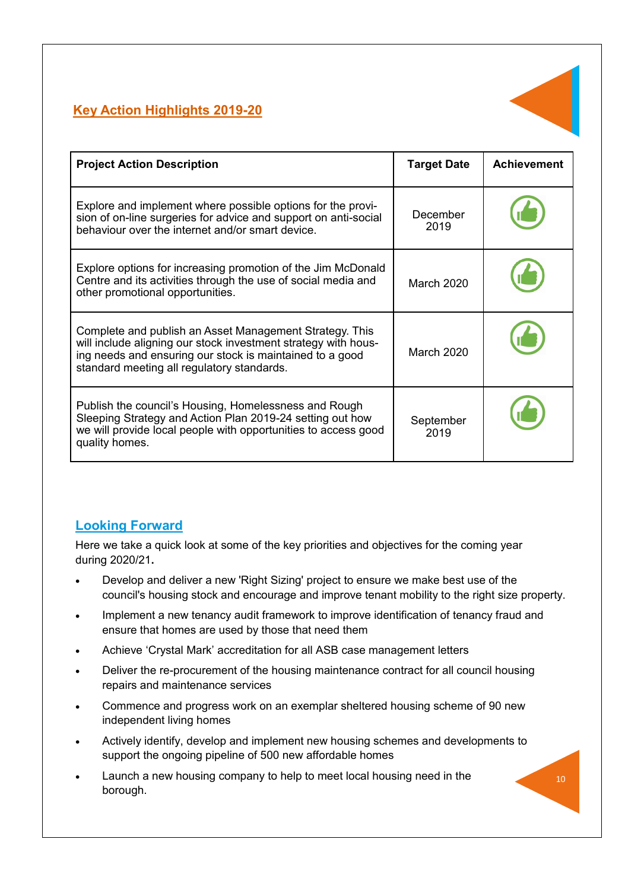## Key Action Highlights 2019-20

| Project Action Description | Target Date | Achievement |
|---|---|---|
| Explore and implement where possible options for the provision of on-line surgeries for advice and support on anti-social behaviour over the internet and/or smart device. | December 2019 | 👍 |
| Explore options for increasing promotion of the Jim McDonald Centre and its activities through the use of social media and other promotional opportunities. | March 2020 | 👍 |
| Complete and publish an Asset Management Strategy. This will include aligning our stock investment strategy with housing needs and ensuring our stock is maintained to a good standard meeting all regulatory standards. | March 2020 | 👍 |
| Publish the council's Housing, Homelessness and Rough Sleeping Strategy and Action Plan 2019-24 setting out how we will provide local people with opportunities to access good quality homes. | September 2019 | 👍 |

## Looking Forward

Here we take a quick look at some of the key priorities and objectives for the coming year during 2020/21**.**

- Develop and deliver a new 'Right Sizing' project to ensure we make best use of the council's housing stock and encourage and improve tenant mobility to the right size property.
- Implement a new tenancy audit framework to improve identification of tenancy fraud and ensure that homes are used by those that need them
- Achieve 'Crystal Mark' accreditation for all ASB case management letters
- Deliver the re-procurement of the housing maintenance contract for all council housing repairs and maintenance services
- Commence and progress work on an exemplar sheltered housing scheme of 90 new independent living homes
- Actively identify, develop and implement new housing schemes and developments to support the ongoing pipeline of 500 new affordable homes
- Launch a new housing company to help to meet local housing need in the borough.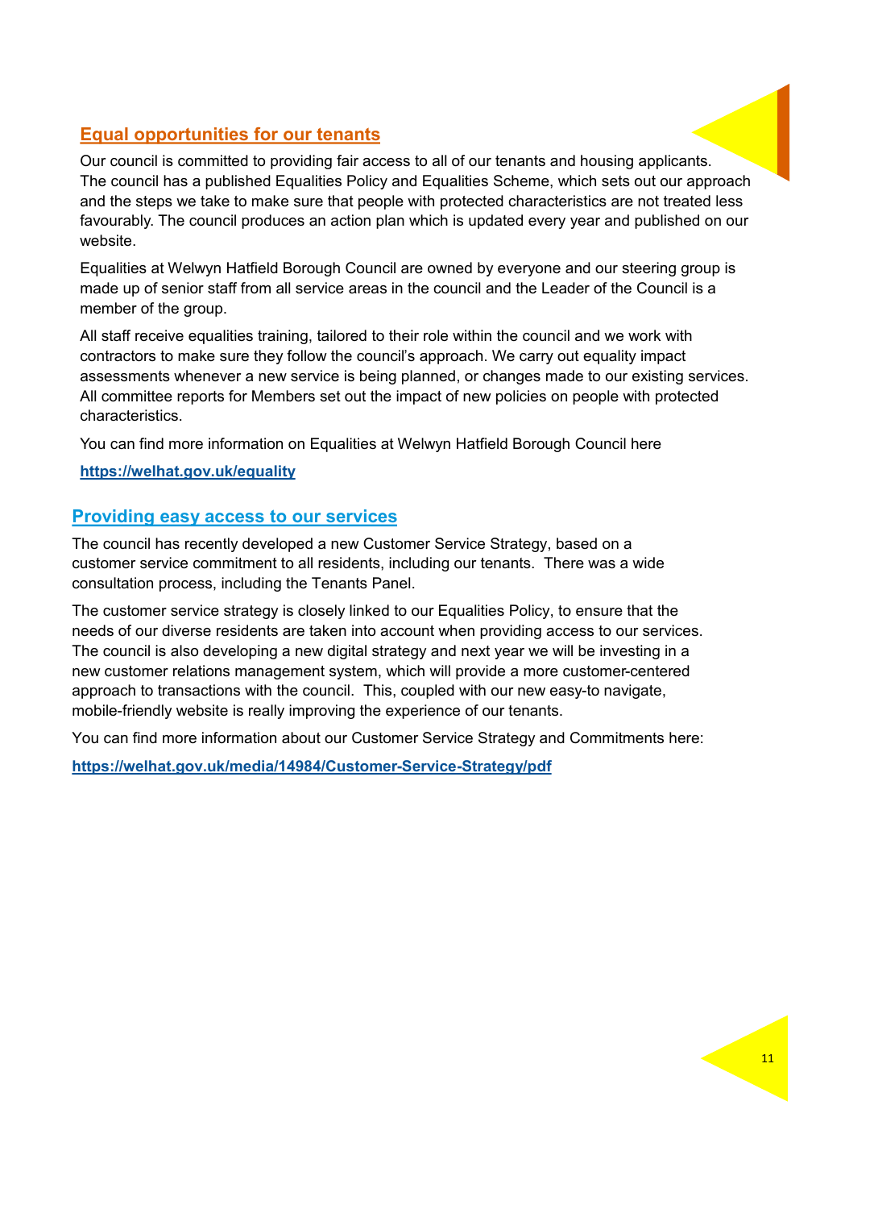## Equal opportunities for our tenants

Our council is committed to providing fair access to all of our tenants and housing applicants. The council has a published Equalities Policy and Equalities Scheme, which sets out our approach and the steps we take to make sure that people with protected characteristics are not treated less favourably. The council produces an action plan which is updated every year and published on our website.

Equalities at Welwyn Hatfield Borough Council are owned by everyone and our steering group is made up of senior staff from all service areas in the council and the Leader of the Council is a member of the group.

All staff receive equalities training, tailored to their role within the council and we work with contractors to make sure they follow the council's approach. We carry out equality impact assessments whenever a new service is being planned, or changes made to our existing services. All committee reports for Members set out the impact of new policies on people with protected characteristics.

You can find more information on Equalities at Welwyn Hatfield Borough Council here

**https://welhat.gov.uk/equality**

## Providing easy access to our services

The council has recently developed a new Customer Service Strategy, based on a customer service commitment to all residents, including our tenants. There was a wide consultation process, including the Tenants Panel.

The customer service strategy is closely linked to our Equalities Policy, to ensure that the needs of our diverse residents are taken into account when providing access to our services. The council is also developing a new digital strategy and next year we will be investing in a new customer relations management system, which will provide a more customer-centered approach to transactions with the council. This, coupled with our new easy-to navigate, mobile-friendly website is really improving the experience of our tenants.

You can find more information about our Customer Service Strategy and Commitments here:

**https://welhat.gov.uk/media/14984/Customer-Service-Strategy/pdf**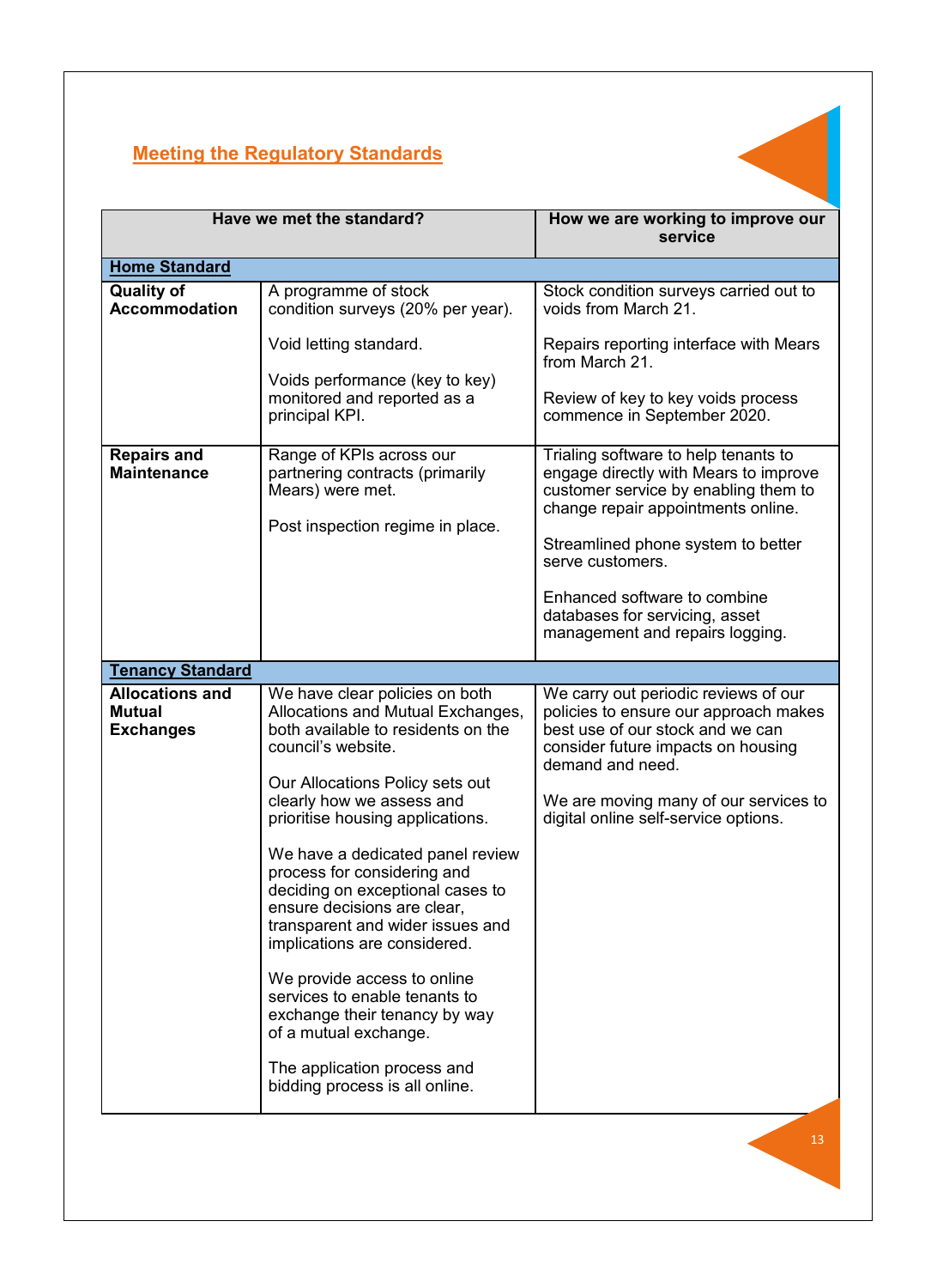## Meeting the Regulatory Standards

| Have we met the standard? | | How we are working to improve our service |
|---|---|---|
| **Home Standard** | | |
| **Quality of Accommodation** | A programme of stock condition surveys (20% per year).<br><br>Void letting standard.<br><br>Voids performance (key to key) monitored and reported as a principal KPI. | Stock condition surveys carried out to voids from March 21.<br><br>Repairs reporting interface with Mears from March 21.<br><br>Review of key to key voids process commence in September 2020. |
| **Repairs and Maintenance** | Range of KPIs across our partnering contracts (primarily Mears) were met.<br><br>Post inspection regime in place. | Trialing software to help tenants to engage directly with Mears to improve customer service by enabling them to change repair appointments online.<br><br>Streamlined phone system to better serve customers.<br><br>Enhanced software to combine databases for servicing, asset management and repairs logging. |
| **Tenancy Standard** | | |
| **Allocations and Mutual Exchanges** | We have clear policies on both Allocations and Mutual Exchanges, both available to residents on the council's website.<br><br>Our Allocations Policy sets out clearly how we assess and prioritise housing applications.<br><br>We have a dedicated panel review process for considering and deciding on exceptional cases to ensure decisions are clear, transparent and wider issues and implications are considered.<br><br>We provide access to online services to enable tenants to exchange their tenancy by way of a mutual exchange.<br><br>The application process and bidding process is all online. | We carry out periodic reviews of our policies to ensure our approach makes best use of our stock and we can consider future impacts on housing demand and need.<br><br>We are moving many of our services to digital online self-service options. |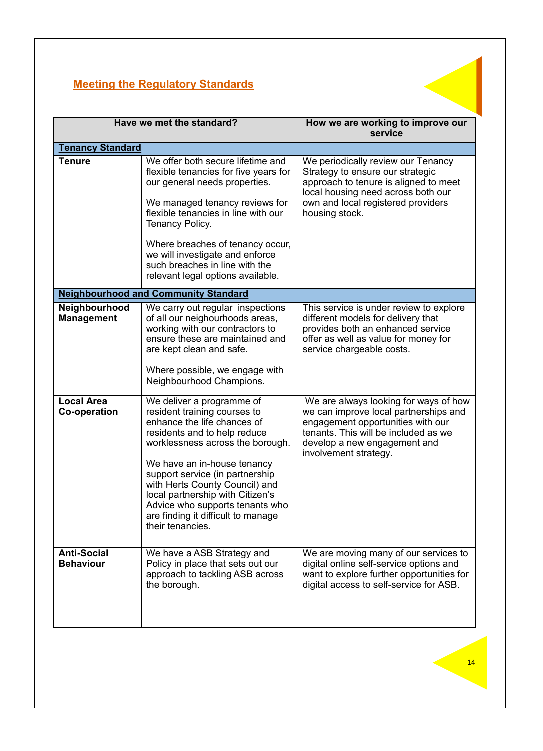## Meeting the Regulatory Standards

| Have we met the standard? | | How we are working to improve our service |
|---|---|---|
| **Tenancy Standard** | | |
| **Tenure** | We offer both secure lifetime and flexible tenancies for five years for our general needs properties.<br><br>We managed tenancy reviews for flexible tenancies in line with our Tenancy Policy.<br><br>Where breaches of tenancy occur, we will investigate and enforce such breaches in line with the relevant legal options available. | We periodically review our Tenancy Strategy to ensure our strategic approach to tenure is aligned to meet local housing need across both our own and local registered providers housing stock. |
| **Neighbourhood and Community Standard** | | |
| **Neighbourhood Management** | We carry out regular inspections of all our neighbourhoods areas, working with our contractors to ensure these are maintained and are kept clean and safe.<br><br>Where possible, we engage with Neighbourhood Champions. | This service is under review to explore different models for delivery that provides both an enhanced service offer as well as value for money for service chargeable costs. |
| **Local Area Co-operation** | We deliver a programme of resident training courses to enhance the life chances of residents and to help reduce worklessness across the borough.<br><br>We have an in-house tenancy support service (in partnership with Herts County Council) and local partnership with Citizen's Advice who supports tenants who are finding it difficult to manage their tenancies. | We are always looking for ways of how we can improve local partnerships and engagement opportunities with our tenants. This will be included as we develop a new engagement and involvement strategy. |
| **Anti-Social Behaviour** | We have a ASB Strategy and Policy in place that sets out our approach to tackling ASB across the borough. | We are moving many of our services to digital online self-service options and want to explore further opportunities for digital access to self-service for ASB. |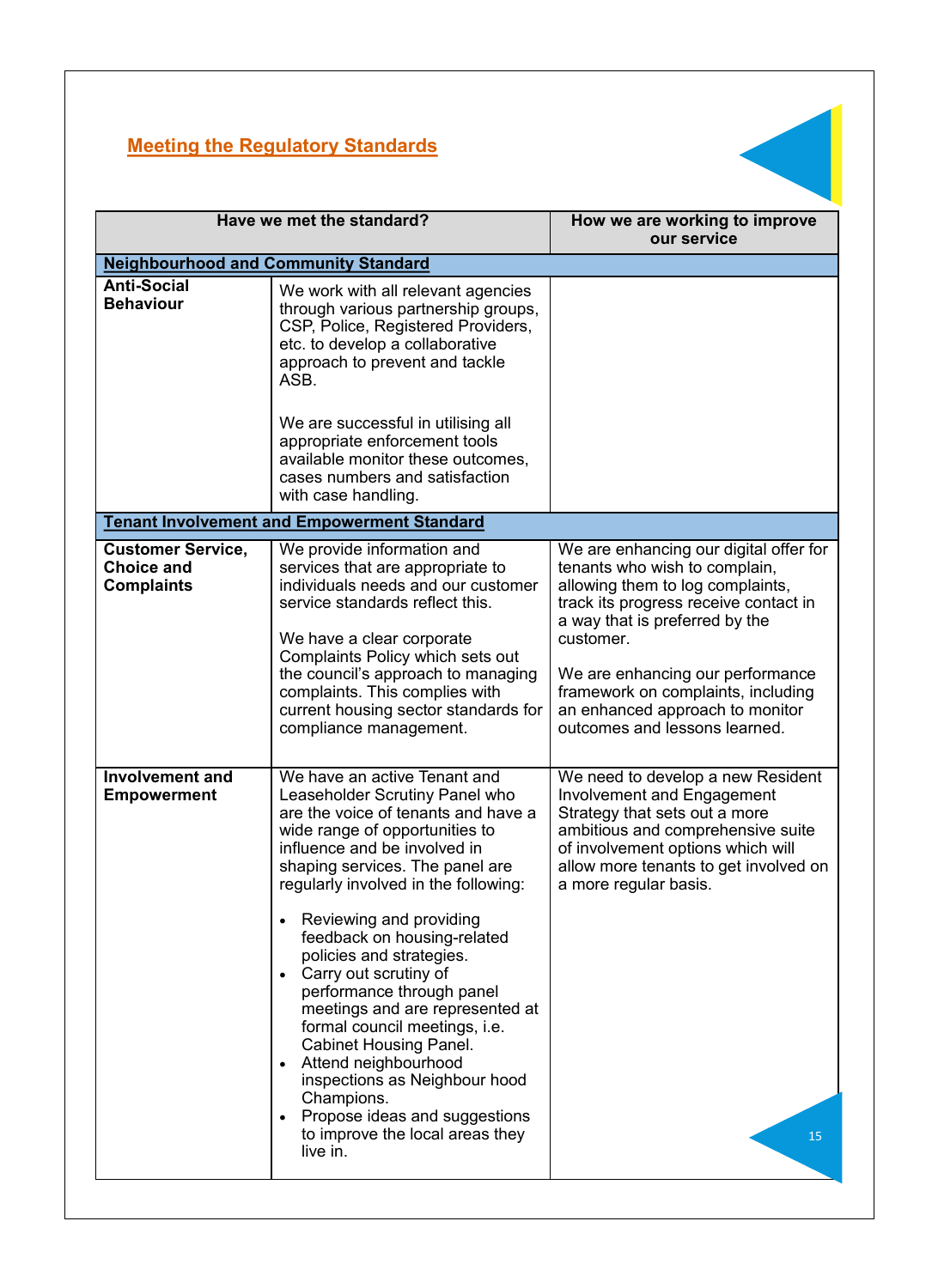## Meeting the Regulatory Standards

| Have we met the standard? | | How we are working to improve our service |
|---|---|---|
| **Neighbourhood and Community Standard** | | |
| **Anti-Social Behaviour** | We work with all relevant agencies through various partnership groups, CSP, Police, Registered Providers, etc. to develop a collaborative approach to prevent and tackle ASB.<br><br>We are successful in utilising all appropriate enforcement tools available monitor these outcomes, cases numbers and satisfaction with case handling. | |
| **Tenant Involvement and Empowerment Standard** | | |
| **Customer Service, Choice and Complaints** | We provide information and services that are appropriate to individuals needs and our customer service standards reflect this.<br><br>We have a clear corporate Complaints Policy which sets out the council's approach to managing complaints. This complies with current housing sector standards for compliance management. | We are enhancing our digital offer for tenants who wish to complain, allowing them to log complaints, track its progress receive contact in a way that is preferred by the customer.<br><br>We are enhancing our performance framework on complaints, including an enhanced approach to monitor outcomes and lessons learned. |
| **Involvement and Empowerment** | We have an active Tenant and Leaseholder Scrutiny Panel who are the voice of tenants and have a wide range of opportunities to influence and be involved in shaping services. The panel are regularly involved in the following:<br><br>• Reviewing and providing feedback on housing-related policies and strategies.<br>• Carry out scrutiny of performance through panel meetings and are represented at formal council meetings, i.e. Cabinet Housing Panel.<br>• Attend neighbourhood inspections as Neighbour hood Champions.<br>• Propose ideas and suggestions to improve the local areas they live in. | We need to develop a new Resident Involvement and Engagement Strategy that sets out a more ambitious and comprehensive suite of involvement options which will allow more tenants to get involved on a more regular basis. |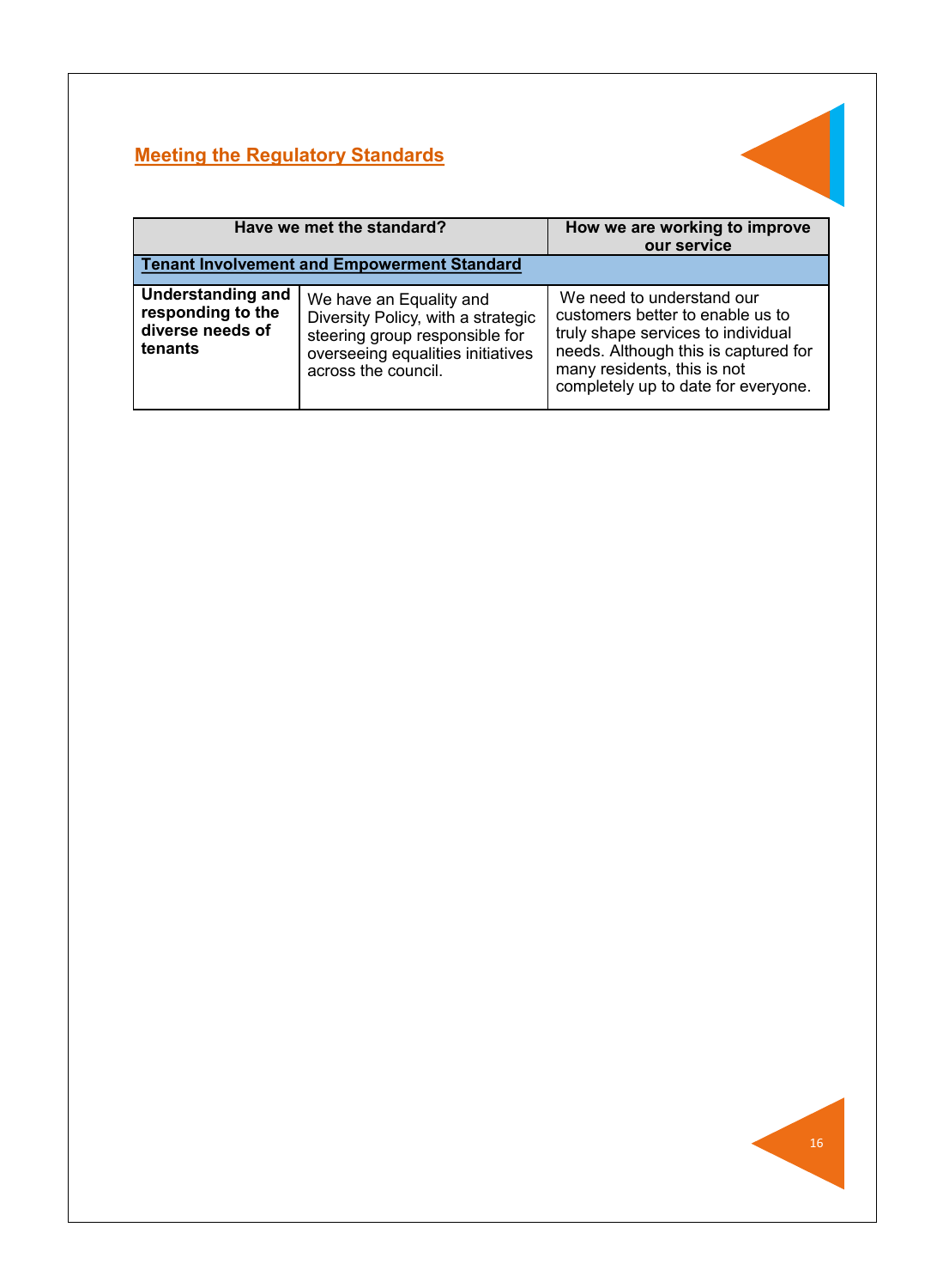## Meeting the Regulatory Standards

| Have we met the standard? | | How we are working to improve our service |
|---|---|---|
| **Tenant Involvement and Empowerment Standard** | | |
| **Understanding and responding to the diverse needs of tenants** | We have an Equality and Diversity Policy, with a strategic steering group responsible for overseeing equalities initiatives across the council. | We need to understand our customers better to enable us to truly shape services to individual needs. Although this is captured for many residents, this is not completely up to date for everyone. |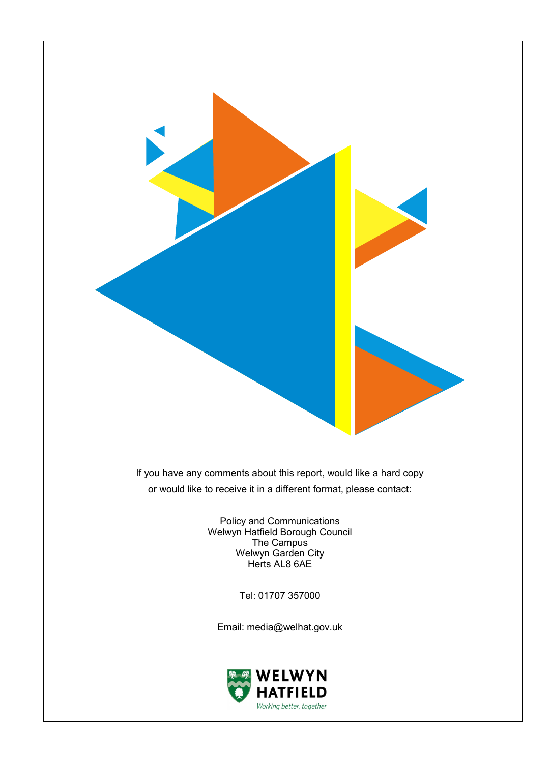If you have any comments about this report, would like a hard copy or would like to receive it in a different format, please contact:

Policy and Communications
Welwyn Hatfield Borough Council
The Campus
Welwyn Garden City
Herts AL8 6AE

Tel: 01707 357000

Email: media@welhat.gov.uk

WELWYN HATFIELD
*Working better, together*